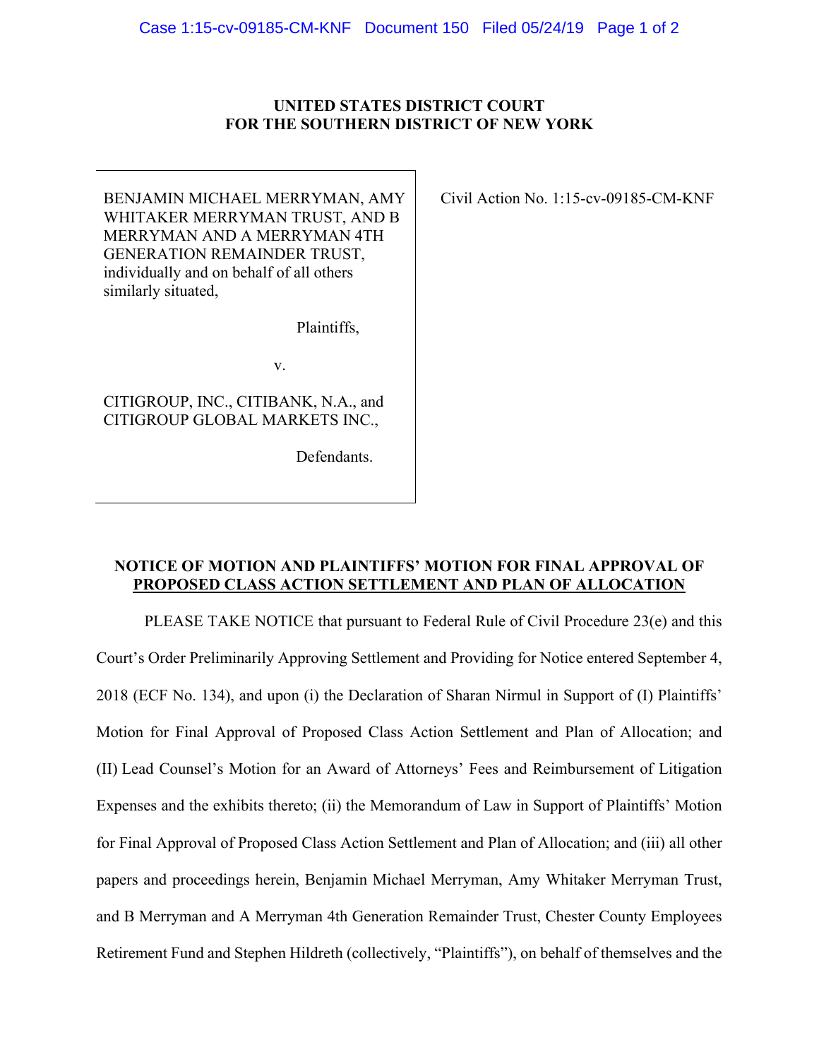**UNITED STATES DISTRICT COURT**
**FOR THE SOUTHERN DISTRICT OF NEW YORK**

| | |
|---|---|
| BENJAMIN MICHAEL MERRYMAN, AMY WHITAKER MERRYMAN TRUST, AND B MERRYMAN AND A MERRYMAN 4TH GENERATION REMAINDER TRUST, individually and on behalf of all others similarly situated,<br><br>Plaintiffs,<br><br>v.<br><br>CITIGROUP, INC., CITIBANK, N.A., and CITIGROUP GLOBAL MARKETS INC.,<br><br>Defendants. | Civil Action No. 1:15-cv-09185-CM-KNF |

**NOTICE OF MOTION AND PLAINTIFFS' MOTION FOR FINAL APPROVAL OF PROPOSED CLASS ACTION SETTLEMENT AND PLAN OF ALLOCATION**

PLEASE TAKE NOTICE that pursuant to Federal Rule of Civil Procedure 23(e) and this Court's Order Preliminarily Approving Settlement and Providing for Notice entered September 4, 2018 (ECF No. 134), and upon (i) the Declaration of Sharan Nirmul in Support of (I) Plaintiffs' Motion for Final Approval of Proposed Class Action Settlement and Plan of Allocation; and (II) Lead Counsel's Motion for an Award of Attorneys' Fees and Reimbursement of Litigation Expenses and the exhibits thereto; (ii) the Memorandum of Law in Support of Plaintiffs' Motion for Final Approval of Proposed Class Action Settlement and Plan of Allocation; and (iii) all other papers and proceedings herein, Benjamin Michael Merryman, Amy Whitaker Merryman Trust, and B Merryman and A Merryman 4th Generation Remainder Trust, Chester County Employees Retirement Fund and Stephen Hildreth (collectively, "Plaintiffs"), on behalf of themselves and the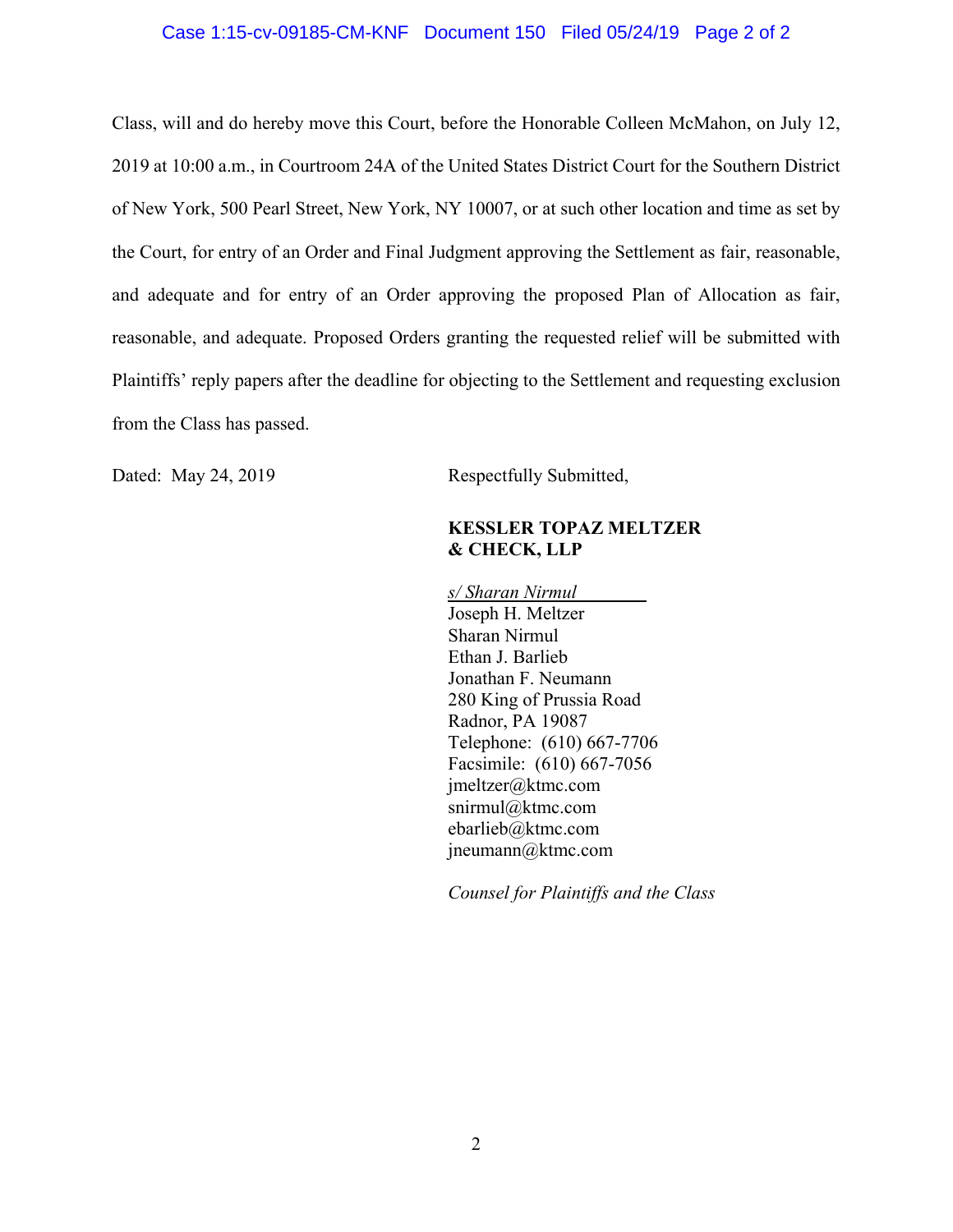Class, will and do hereby move this Court, before the Honorable Colleen McMahon, on July 12, 2019 at 10:00 a.m., in Courtroom 24A of the United States District Court for the Southern District of New York, 500 Pearl Street, New York, NY 10007, or at such other location and time as set by the Court, for entry of an Order and Final Judgment approving the Settlement as fair, reasonable, and adequate and for entry of an Order approving the proposed Plan of Allocation as fair, reasonable, and adequate. Proposed Orders granting the requested relief will be submitted with Plaintiffs' reply papers after the deadline for objecting to the Settlement and requesting exclusion from the Class has passed.

Dated: May 24, 2019

Respectfully Submitted,

**KESSLER TOPAZ MELTZER & CHECK, LLP**

*s/ Sharan Nirmul*
Joseph H. Meltzer
Sharan Nirmul
Ethan J. Barlieb
Jonathan F. Neumann
280 King of Prussia Road
Radnor, PA 19087
Telephone: (610) 667-7706
Facsimile: (610) 667-7056
jmeltzer@ktmc.com
snirmul@ktmc.com
ebarlieb@ktmc.com
jneumann@ktmc.com

*Counsel for Plaintiffs and the Class*